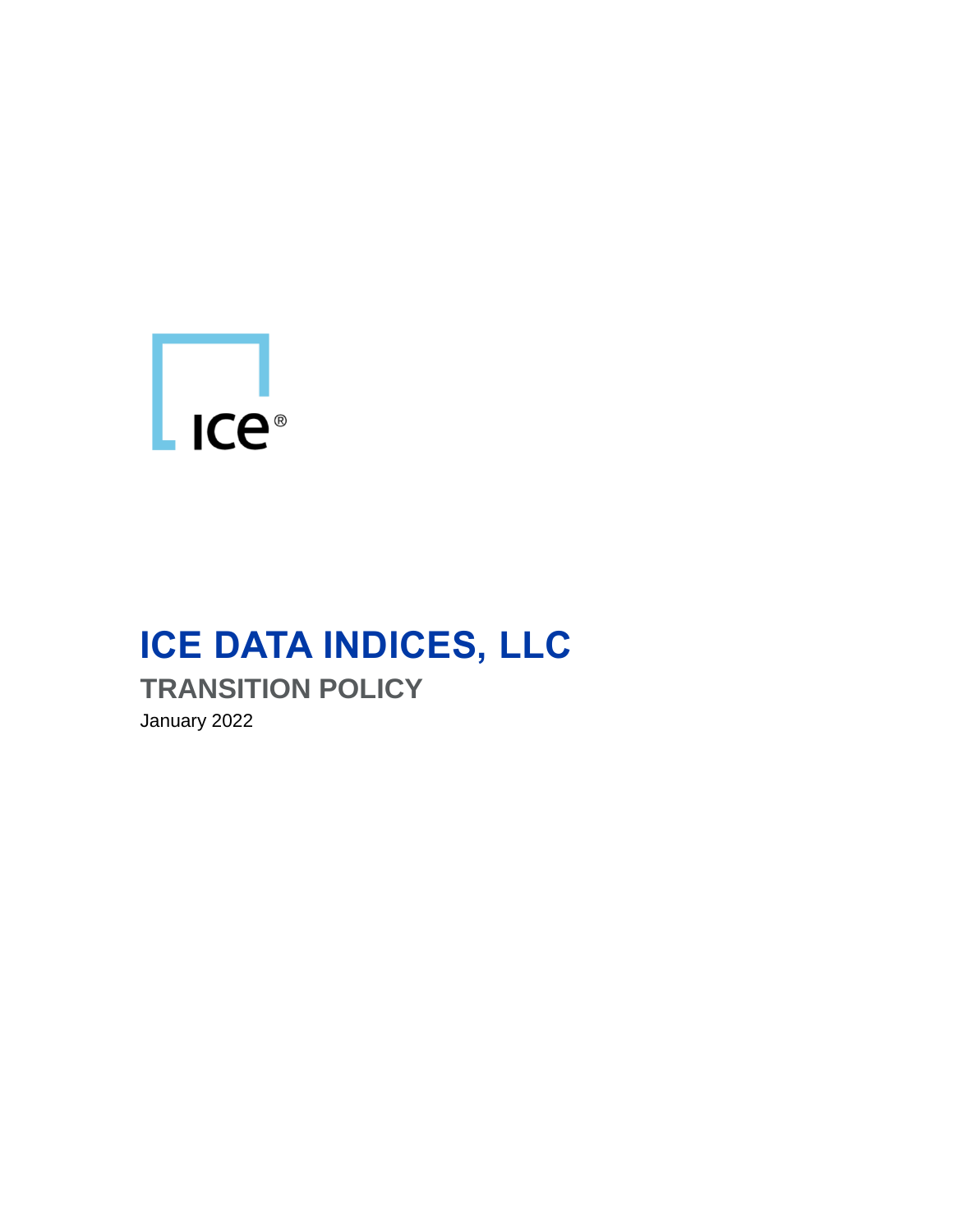# ICE DATA INDICES, LLC

## TRANSITION POLICY

January 2022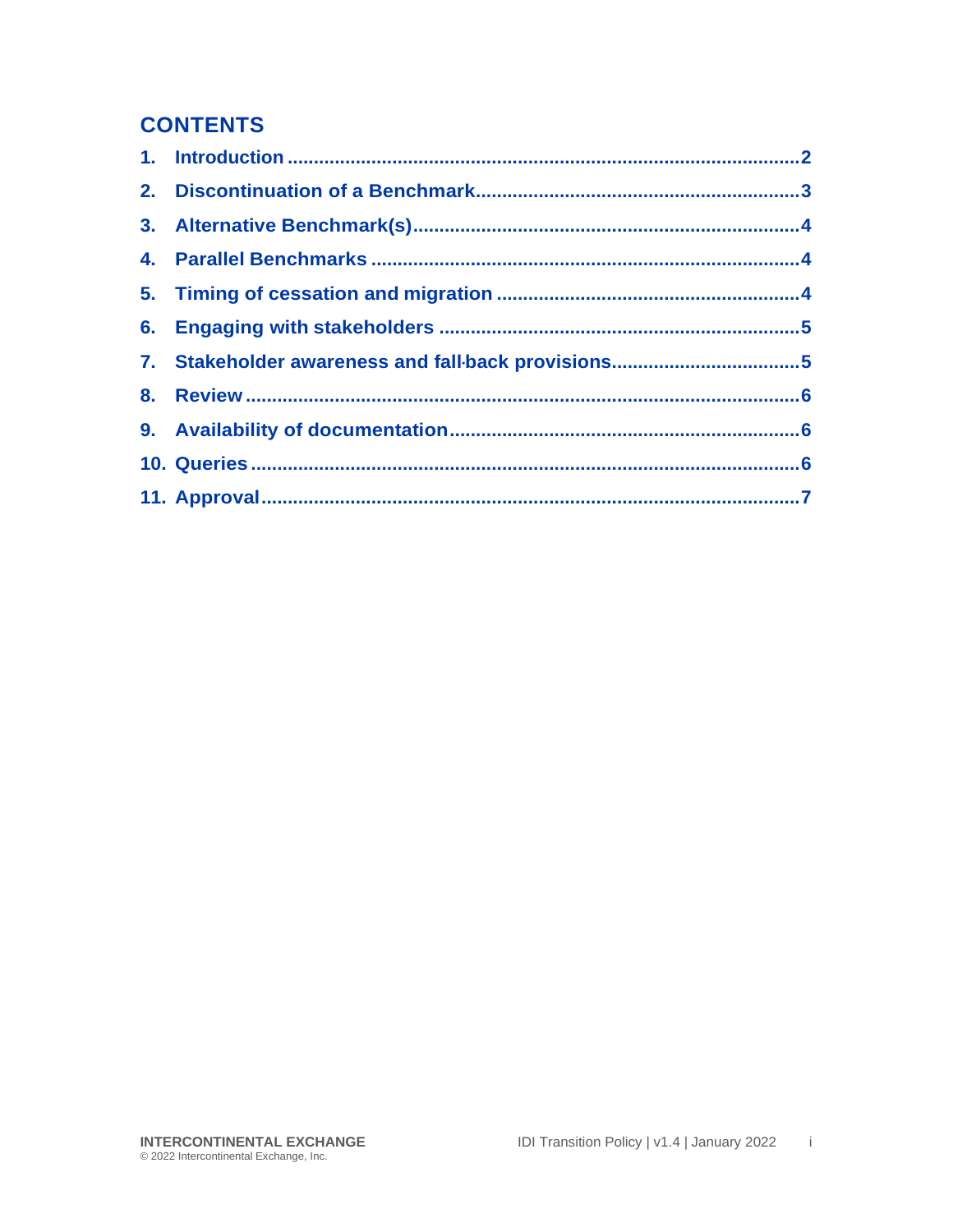## CONTENTS

1. Introduction ........................................................................................ 2
2. Discontinuation of a Benchmark.................................................................. 3
3. Alternative Benchmark(s)........................................................................... 4
4. Parallel Benchmarks .................................................................................. 4
5. Timing of cessation and migration ............................................................. 4
6. Engaging with stakeholders ....................................................................... 5
7. Stakeholder awareness and fall-back provisions.......................................... 5
8. Review ....................................................................................................... 6
9. Availability of documentation..................................................................... 6
10. Queries ...................................................................................................... 6
11. Approval.................................................................................................... 7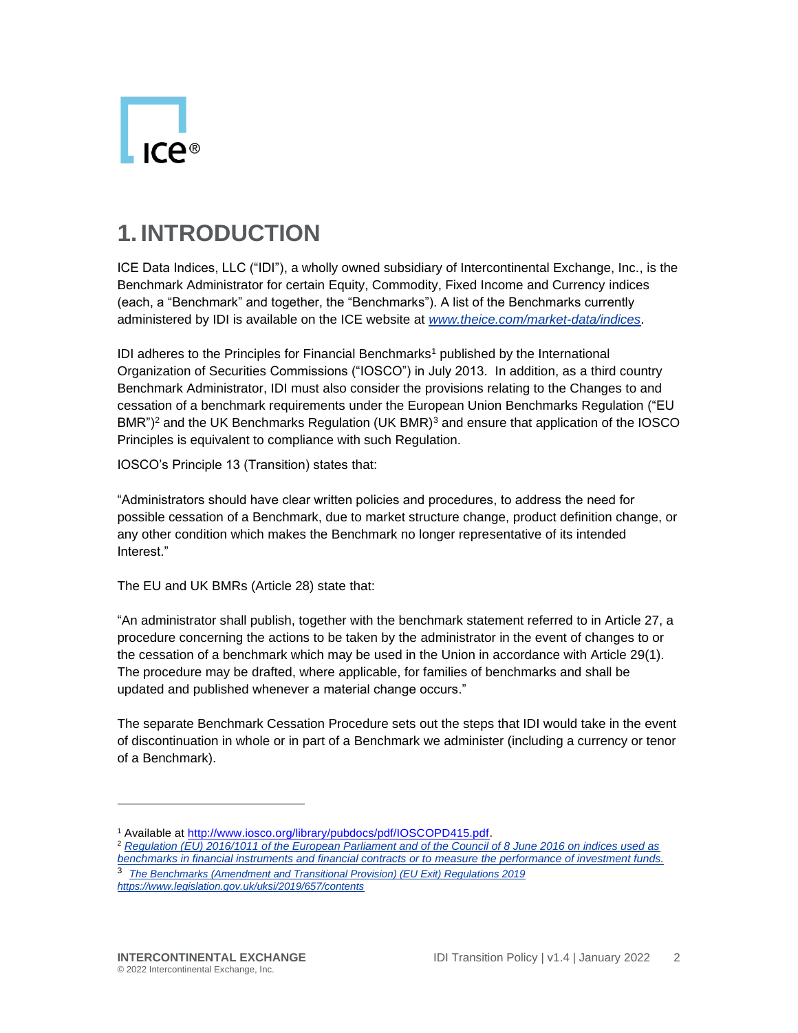# 1. INTRODUCTION

ICE Data Indices, LLC ("IDI"), a wholly owned subsidiary of Intercontinental Exchange, Inc., is the Benchmark Administrator for certain Equity, Commodity, Fixed Income and Currency indices (each, a "Benchmark" and together, the "Benchmarks"). A list of the Benchmarks currently administered by IDI is available on the ICE website at *www.theice.com/market-data/indices*.

IDI adheres to the Principles for Financial Benchmarks[1] published by the International Organization of Securities Commissions ("IOSCO") in July 2013. In addition, as a third country Benchmark Administrator, IDI must also consider the provisions relating to the Changes to and cessation of a benchmark requirements under the European Union Benchmarks Regulation ("EU BMR")[2] and the UK Benchmarks Regulation (UK BMR)[3] and ensure that application of the IOSCO Principles is equivalent to compliance with such Regulation.

IOSCO's Principle 13 (Transition) states that:

"Administrators should have clear written policies and procedures, to address the need for possible cessation of a Benchmark, due to market structure change, product definition change, or any other condition which makes the Benchmark no longer representative of its intended Interest."

The EU and UK BMRs (Article 28) state that:

"An administrator shall publish, together with the benchmark statement referred to in Article 27, a procedure concerning the actions to be taken by the administrator in the event of changes to or the cessation of a benchmark which may be used in the Union in accordance with Article 29(1). The procedure may be drafted, where applicable, for families of benchmarks and shall be updated and published whenever a material change occurs."

The separate Benchmark Cessation Procedure sets out the steps that IDI would take in the event of discontinuation in whole or in part of a Benchmark we administer (including a currency or tenor of a Benchmark).

---

[1] Available at http://www.iosco.org/library/pubdocs/pdf/IOSCOPD415.pdf.

[2] *Regulation (EU) 2016/1011 of the European Parliament and of the Council of 8 June 2016 on indices used as benchmarks in financial instruments and financial contracts or to measure the performance of investment funds.*

[3] *The Benchmarks (Amendment and Transitional Provision) (EU Exit) Regulations 2019 https://www.legislation.gov.uk/uksi/2019/657/contents*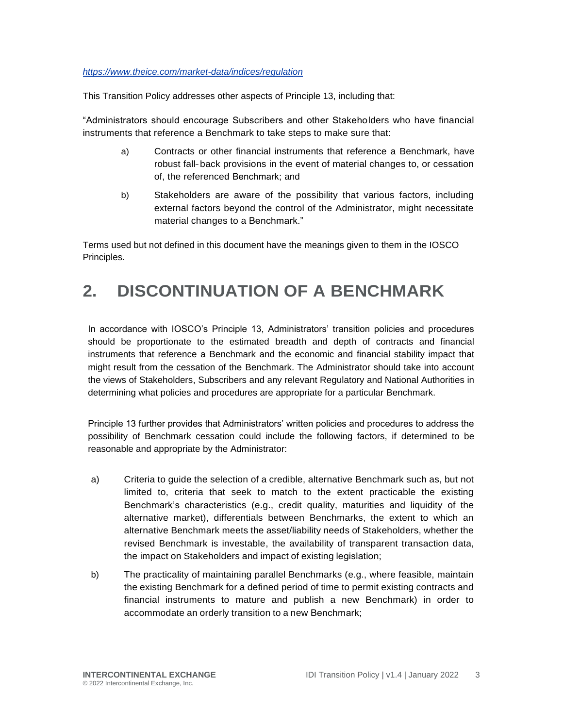*https://www.theice.com/market-data/indices/regulation*

This Transition Policy addresses other aspects of Principle 13, including that:

"Administrators should encourage Subscribers and other Stakeholders who have financial instruments that reference a Benchmark to take steps to make sure that:

a) Contracts or other financial instruments that reference a Benchmark, have robust fall-back provisions in the event of material changes to, or cessation of, the referenced Benchmark; and

b) Stakeholders are aware of the possibility that various factors, including external factors beyond the control of the Administrator, might necessitate material changes to a Benchmark."

Terms used but not defined in this document have the meanings given to them in the IOSCO Principles.

# 2. DISCONTINUATION OF A BENCHMARK

In accordance with IOSCO's Principle 13, Administrators' transition policies and procedures should be proportionate to the estimated breadth and depth of contracts and financial instruments that reference a Benchmark and the economic and financial stability impact that might result from the cessation of the Benchmark. The Administrator should take into account the views of Stakeholders, Subscribers and any relevant Regulatory and National Authorities in determining what policies and procedures are appropriate for a particular Benchmark.

Principle 13 further provides that Administrators' written policies and procedures to address the possibility of Benchmark cessation could include the following factors, if determined to be reasonable and appropriate by the Administrator:

a) Criteria to guide the selection of a credible, alternative Benchmark such as, but not limited to, criteria that seek to match to the extent practicable the existing Benchmark's characteristics (e.g., credit quality, maturities and liquidity of the alternative market), differentials between Benchmarks, the extent to which an alternative Benchmark meets the asset/liability needs of Stakeholders, whether the revised Benchmark is investable, the availability of transparent transaction data, the impact on Stakeholders and impact of existing legislation;

b) The practicality of maintaining parallel Benchmarks (e.g., where feasible, maintain the existing Benchmark for a defined period of time to permit existing contracts and financial instruments to mature and publish a new Benchmark) in order to accommodate an orderly transition to a new Benchmark;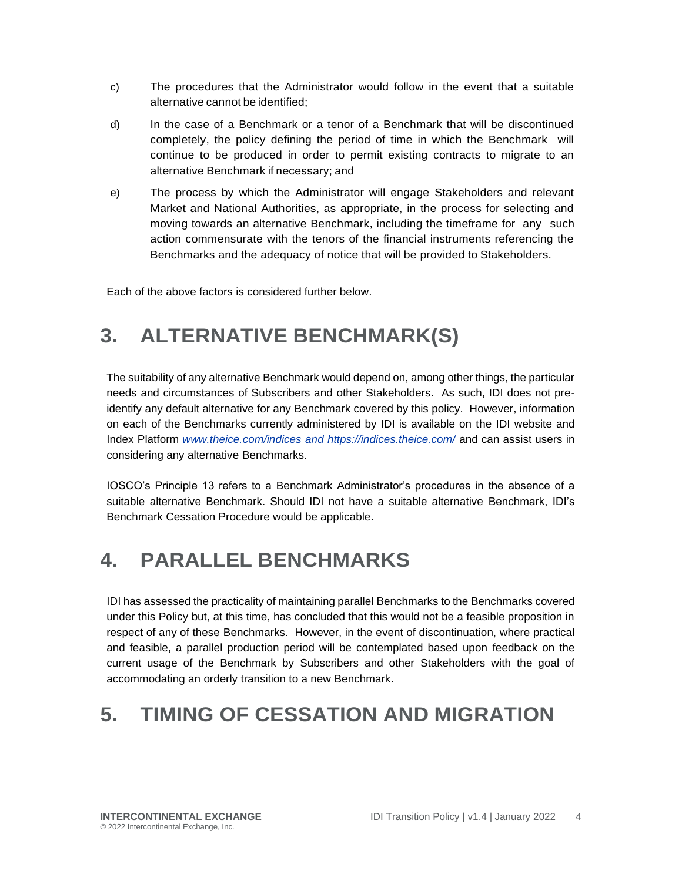c) The procedures that the Administrator would follow in the event that a suitable alternative cannot be identified;

d) In the case of a Benchmark or a tenor of a Benchmark that will be discontinued completely, the policy defining the period of time in which the Benchmark will continue to be produced in order to permit existing contracts to migrate to an alternative Benchmark if necessary; and

e) The process by which the Administrator will engage Stakeholders and relevant Market and National Authorities, as appropriate, in the process for selecting and moving towards an alternative Benchmark, including the timeframe for any such action commensurate with the tenors of the financial instruments referencing the Benchmarks and the adequacy of notice that will be provided to Stakeholders.

Each of the above factors is considered further below.

# 3. ALTERNATIVE BENCHMARK(S)

The suitability of any alternative Benchmark would depend on, among other things, the particular needs and circumstances of Subscribers and other Stakeholders. As such, IDI does not pre-identify any default alternative for any Benchmark covered by this policy. However, information on each of the Benchmarks currently administered by IDI is available on the IDI website and Index Platform *www.theice.com/indices and https://indices.theice.com/* and can assist users in considering any alternative Benchmarks.

IOSCO's Principle 13 refers to a Benchmark Administrator's procedures in the absence of a suitable alternative Benchmark. Should IDI not have a suitable alternative Benchmark, IDI's Benchmark Cessation Procedure would be applicable.

# 4. PARALLEL BENCHMARKS

IDI has assessed the practicality of maintaining parallel Benchmarks to the Benchmarks covered under this Policy but, at this time, has concluded that this would not be a feasible proposition in respect of any of these Benchmarks. However, in the event of discontinuation, where practical and feasible, a parallel production period will be contemplated based upon feedback on the current usage of the Benchmark by Subscribers and other Stakeholders with the goal of accommodating an orderly transition to a new Benchmark.

# 5. TIMING OF CESSATION AND MIGRATION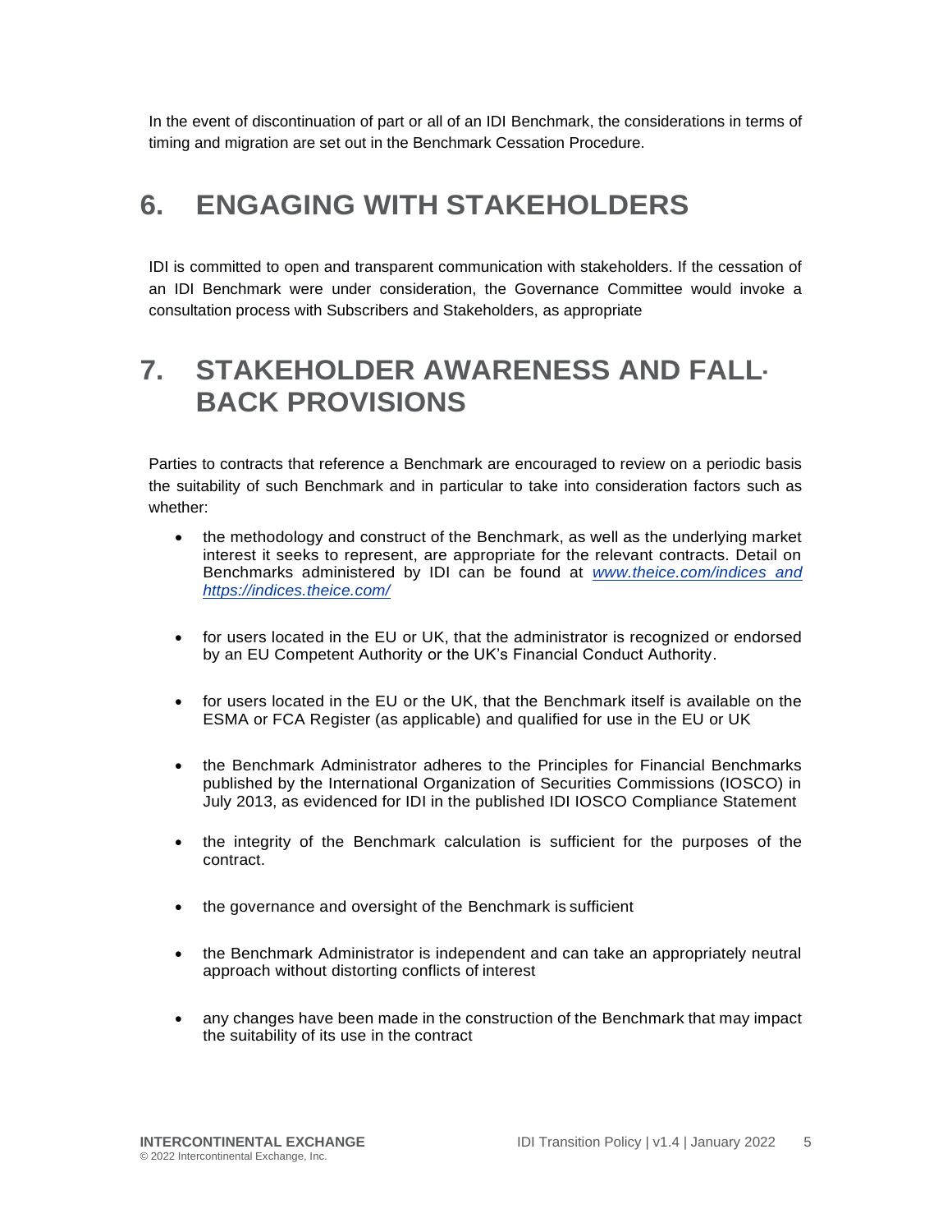In the event of discontinuation of part or all of an IDI Benchmark, the considerations in terms of timing and migration are set out in the Benchmark Cessation Procedure.

# 6. ENGAGING WITH STAKEHOLDERS

IDI is committed to open and transparent communication with stakeholders. If the cessation of an IDI Benchmark were under consideration, the Governance Committee would invoke a consultation process with Subscribers and Stakeholders, as appropriate

# 7. STAKEHOLDER AWARENESS AND FALL-BACK PROVISIONS

Parties to contracts that reference a Benchmark are encouraged to review on a periodic basis the suitability of such Benchmark and in particular to take into consideration factors such as whether:

- the methodology and construct of the Benchmark, as well as the underlying market interest it seeks to represent, are appropriate for the relevant contracts. Detail on Benchmarks administered by IDI can be found at *www.theice.com/indices and https://indices.theice.com/*
- for users located in the EU or UK, that the administrator is recognized or endorsed by an EU Competent Authority or the UK's Financial Conduct Authority.
- for users located in the EU or the UK, that the Benchmark itself is available on the ESMA or FCA Register (as applicable) and qualified for use in the EU or UK
- the Benchmark Administrator adheres to the Principles for Financial Benchmarks published by the International Organization of Securities Commissions (IOSCO) in July 2013, as evidenced for IDI in the published IDI IOSCO Compliance Statement
- the integrity of the Benchmark calculation is sufficient for the purposes of the contract.
- the governance and oversight of the Benchmark is sufficient
- the Benchmark Administrator is independent and can take an appropriately neutral approach without distorting conflicts of interest
- any changes have been made in the construction of the Benchmark that may impact the suitability of its use in the contract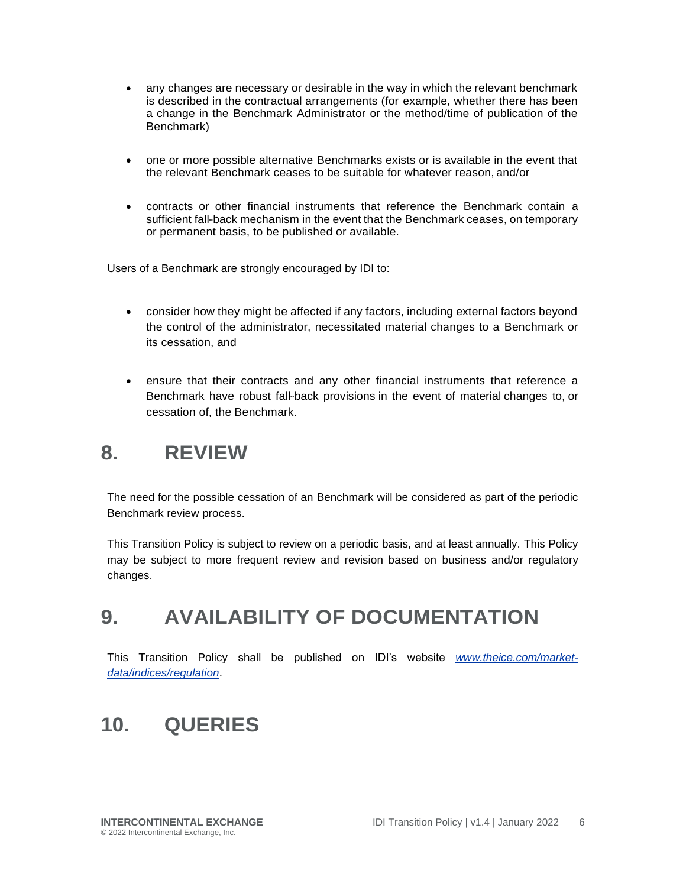- any changes are necessary or desirable in the way in which the relevant benchmark is described in the contractual arrangements (for example, whether there has been a change in the Benchmark Administrator or the method/time of publication of the Benchmark)

- one or more possible alternative Benchmarks exists or is available in the event that the relevant Benchmark ceases to be suitable for whatever reason, and/or

- contracts or other financial instruments that reference the Benchmark contain a sufficient fall-back mechanism in the event that the Benchmark ceases, on temporary or permanent basis, to be published or available.

Users of a Benchmark are strongly encouraged by IDI to:

- consider how they might be affected if any factors, including external factors beyond the control of the administrator, necessitated material changes to a Benchmark or its cessation, and

- ensure that their contracts and any other financial instruments that reference a Benchmark have robust fall-back provisions in the event of material changes to, or cessation of, the Benchmark.

# 8. REVIEW

The need for the possible cessation of an Benchmark will be considered as part of the periodic Benchmark review process.

This Transition Policy is subject to review on a periodic basis, and at least annually. This Policy may be subject to more frequent review and revision based on business and/or regulatory changes.

# 9. AVAILABILITY OF DOCUMENTATION

This Transition Policy shall be published on IDI's website *www.theice.com/market-data/indices/regulation*.

# 10. QUERIES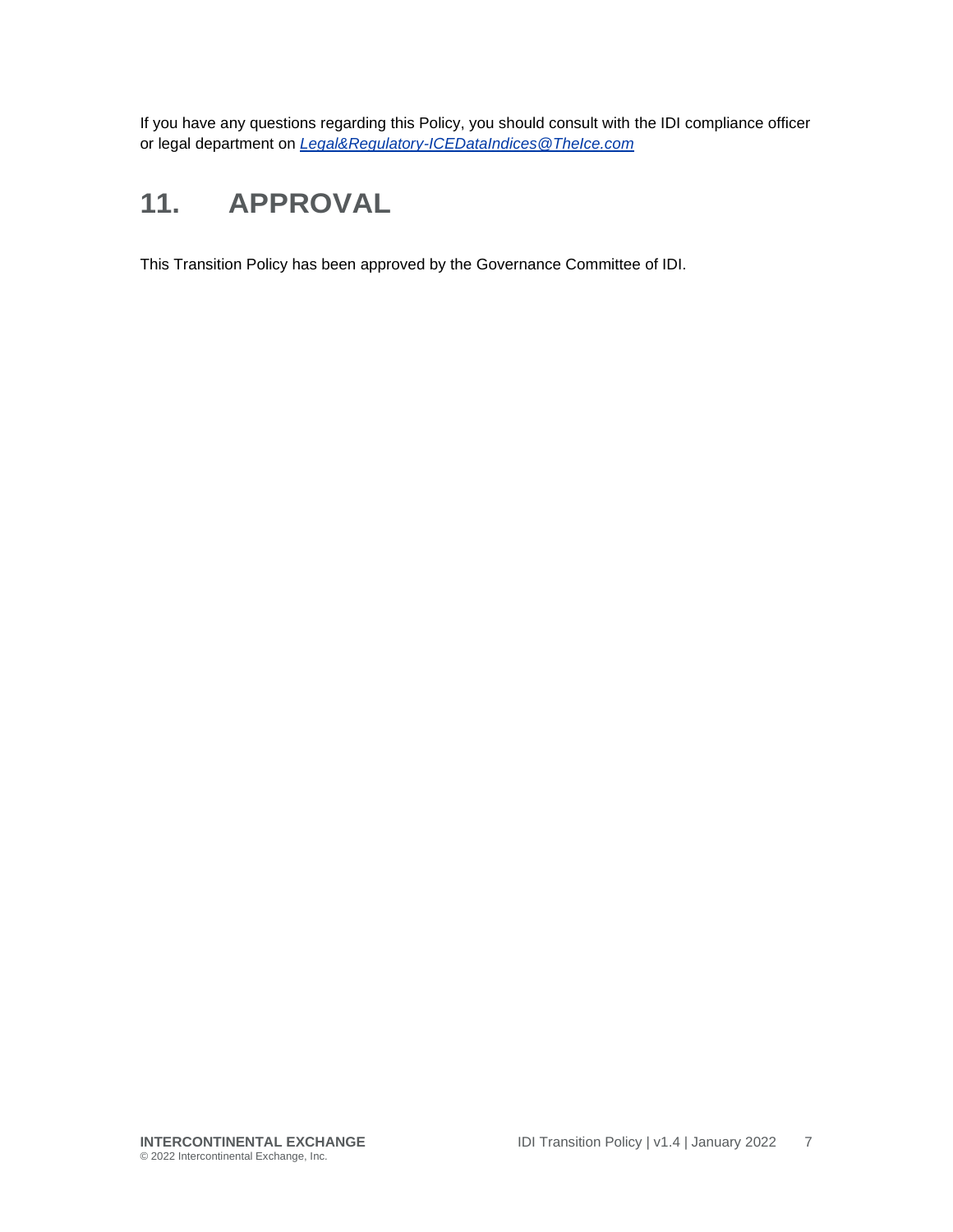If you have any questions regarding this Policy, you should consult with the IDI compliance officer or legal department on *Legal&Regulatory-ICEDataIndices@TheIce.com*

## 11. APPROVAL

This Transition Policy has been approved by the Governance Committee of IDI.